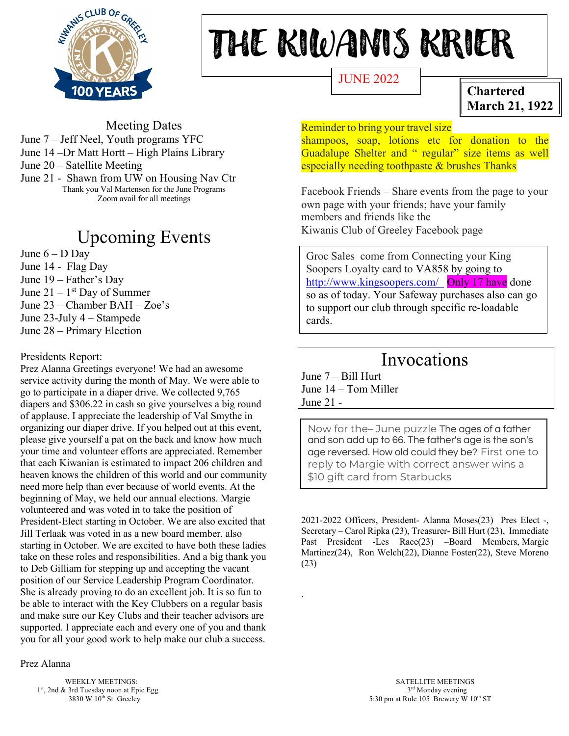# THE KIWANIS KRIER

JUNE 2022

**Chartered March 21, 1922**

## Meeting Dates

June 7 – Jeff Neel, Youth programs YFC
June 14 –Dr Matt Hortt – High Plains Library
June 20 – Satellite Meeting
June 21 - Shawn from UW on Housing Nav Ctr

Thank you Val Martensen for the June Programs
Zoom avail for all meetings

## Upcoming Events

June 6 – D Day
June 14 - Flag Day
June 19 – Father's Day
June 21 – 1st Day of Summer
June 23 – Chamber BAH – Zoe's
June 23-July 4 – Stampede
June 28 – Primary Election

Presidents Report:

Prez Alanna Greetings everyone! We had an awesome service activity during the month of May. We were able to go to participate in a diaper drive. We collected 9,765 diapers and $306.22 in cash so give yourselves a big round of applause. I appreciate the leadership of Val Smythe in organizing our diaper drive. If you helped out at this event, please give yourself a pat on the back and know how much your time and volunteer efforts are appreciated. Remember that each Kiwanian is estimated to impact 206 children and heaven knows the children of this world and our community need more help than ever because of world events. At the beginning of May, we held our annual elections. Margie volunteered and was voted in to take the position of President-Elect starting in October. We are also excited that Jill Terlaak was voted in as a new board member, also starting in October. We are excited to have both these ladies take on these roles and responsibilities. And a big thank you to Deb Gilliam for stepping up and accepting the vacant position of our Service Leadership Program Coordinator. She is already proving to do an excellent job. It is so fun to be able to interact with the Key Clubbers on a regular basis and make sure our Key Clubs and their teacher advisors are supported. I appreciate each and every one of you and thank you for all your good work to help make our club a success.

Prez Alanna

Reminder to bring your travel size shampoos, soap, lotions etc for donation to the Guadalupe Shelter and " regular" size items as well especially needing toothpaste & brushes Thanks

Facebook Friends – Share events from the page to your own page with your friends; have your family members and friends like the Kiwanis Club of Greeley Facebook page

Groc Sales come from Connecting your King Soopers Loyalty card to VA858 by going to http://www.kingsoopers.com/ Only 17 have done so as of today. Your Safeway purchases also can go to support our club through specific re-loadable cards.

## Invocations

June 7 – Bill Hurt
June 14 – Tom Miller
June 21 -

Now for the– June puzzle The ages of a father and son add up to 66. The father's age is the son's age reversed. How old could they be? First one to reply to Margie with correct answer wins a $10 gift card from Starbucks

2021-2022 Officers, President- Alanna Moses(23) Pres Elect -, Secretary – Carol Ripka (23), Treasurer- Bill Hurt (23), Immediate Past President -Les Race(23) –Board Members, Margie Martinez(24), Ron Welch(22), Dianne Foster(22), Steve Moreno (23)

WEEKLY MEETINGS:
1st, 2nd & 3rd Tuesday noon at Epic Egg
3830 W 10th St Greeley

SATELLITE MEETINGS
3rd Monday evening
5:30 pm at Rule 105 Brewery W 10th ST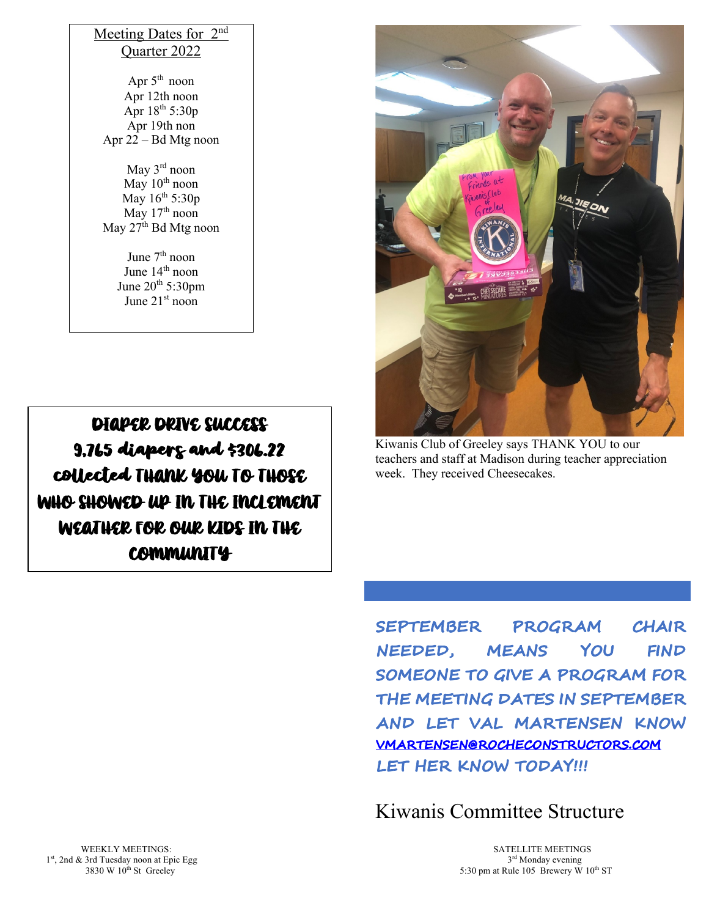Meeting Dates for 2nd Quarter 2022

Apr 5th noon
Apr 12th noon
Apr 18th 5:30p
Apr 19th non
Apr 22 – Bd Mtg noon

May 3rd noon
May 10th noon
May 16th 5:30p
May 17th noon
May 27th Bd Mtg noon

June 7th noon
June 14th noon
June 20th 5:30pm
June 21st noon

Kiwanis Club of Greeley says THANK YOU to our teachers and staff at Madison during teacher appreciation week. They received Cheesecakes.

**DIAPER DRIVE SUCCESS 9,765 diapers and $306.22 collected THANK YOU TO THOSE WHO SHOWED UP IN THE INCLEMENT WEATHER FOR OUR KIDS IN THE COMMUNITY**

**SEPTEMBER PROGRAM CHAIR NEEDED, MEANS YOU FIND SOMEONE TO GIVE A PROGRAM FOR THE MEETING DATES IN SEPTEMBER AND LET VAL MARTENSEN KNOW VMARTENSEN@ROCHECONSTRUCTORS.COM LET HER KNOW TODAY!!!**

# Kiwanis Committee Structure

WEEKLY MEETINGS:
1st, 2nd & 3rd Tuesday noon at Epic Egg
3830 W 10th St Greeley

SATELLITE MEETINGS
3rd Monday evening
5:30 pm at Rule 105 Brewery W 10th ST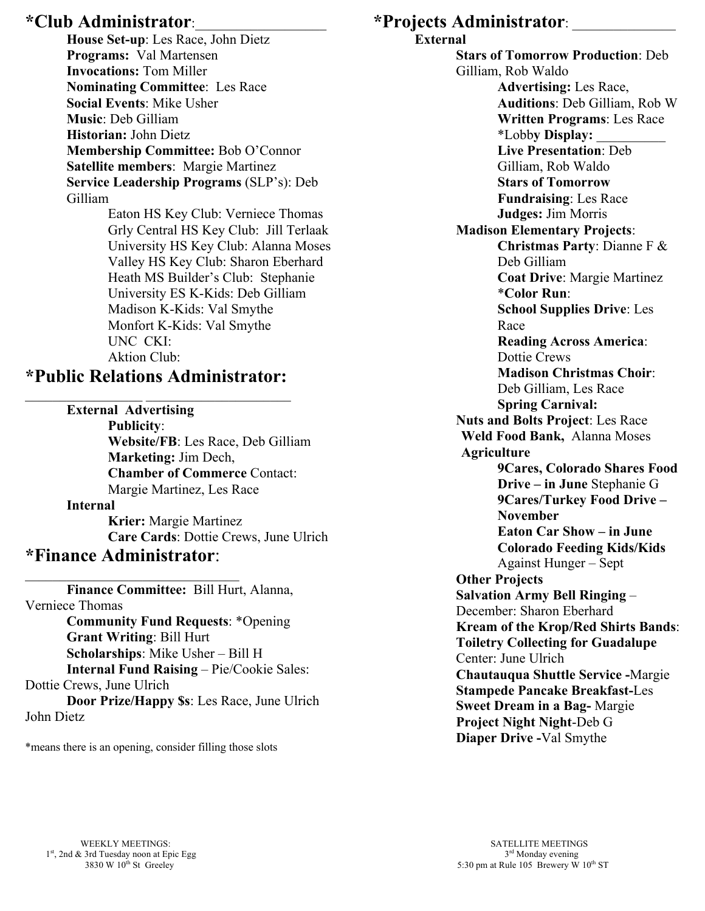# *Club Administrator:________________

**House Set-up**: Les Race, John Dietz
**Programs:** Val Martensen
**Invocations:** Tom Miller
**Nominating Committee**: Les Race
**Social Events**: Mike Usher
**Music**: Deb Gilliam
**Historian:** John Dietz
**Membership Committee:** Bob O'Connor
**Satellite members**: Margie Martinez
**Service Leadership Programs** (SLP's): Deb Gilliam

- Eaton HS Key Club: Verniece Thomas
- Grly Central HS Key Club: Jill Terlaak
- University HS Key Club: Alanna Moses
- Valley HS Key Club: Sharon Eberhard
- Heath MS Builder's Club: Stephanie
- University ES K-Kids: Deb Gilliam
- Madison K-Kids: Val Smythe
- Monfort K-Kids: Val Smythe
- UNC CKI:
- Aktion Club:

# *Public Relations Administrator: ________________ ____________________

**External Advertising**

- **Publicity**:
- **Website/FB**: Les Race, Deb Gilliam
- **Marketing:** Jim Dech,
- **Chamber of Commerce** Contact: Margie Martinez, Les Race

**Internal**

- **Krier:** Margie Martinez
- **Care Cards**: Dottie Crews, June Ulrich

# *Finance Administrator: ______________________________

**Finance Committee:** Bill Hurt, Alanna, Verniece Thomas
**Community Fund Requests**: *Opening
**Grant Writing**: Bill Hurt
**Scholarships**: Mike Usher – Bill H
**Internal Fund Raising** – Pie/Cookie Sales: Dottie Crews, June Ulrich
**Door Prize/Happy $s**: Les Race, June Ulrich John Dietz

*means there is an opening, consider filling those slots

# *Projects Administrator: ____________

**External**

**Stars of Tomorrow Production**: Deb Gilliam, Rob Waldo

- **Advertising:** Les Race,
- **Auditions**: Deb Gilliam, Rob W
- **Written Programs**: Les Race
- *Lobby **Display:** __________
- **Live Presentation**: Deb Gilliam, Rob Waldo
- **Stars of Tomorrow Fundraising**: Les Race
- **Judges:** Jim Morris

**Madison Elementary Projects**:

- **Christmas Party**: Dianne F & Deb Gilliam
- **Coat Drive**: Margie Martinez
- ***Color Run**:
- **School Supplies Drive**: Les Race
- **Reading Across America**: Dottie Crews
- **Madison Christmas Choir**: Deb Gilliam, Les Race
- **Spring Carnival:**

**Nuts and Bolts Project**: Les Race
**Weld Food Bank,** Alanna Moses
**Agriculture**

- **9Cares, Colorado Shares Food Drive – in June** Stephanie G
- **9Cares/Turkey Food Drive – November**
- **Eaton Car Show – in June**
- **Colorado Feeding Kids/Kids** Against Hunger – Sept

**Other Projects**
**Salvation Army Bell Ringing** – December: Sharon Eberhard
**Kream of the Krop/Red Shirts Bands**:
**Toiletry Collecting for Guadalupe** Center: June Ulrich
**Chautauqua Shuttle Service -**Margie
**Stampede Pancake Breakfast-**Les
**Sweet Dream in a Bag-** Margie
**Project Night Night**-Deb G
**Diaper Drive -**Val Smythe

WEEKLY MEETINGS:
1st, 2nd & 3rd Tuesday noon at Epic Egg
3830 W 10th St Greeley

SATELLITE MEETINGS
3rd Monday evening
5:30 pm at Rule 105 Brewery W 10th ST